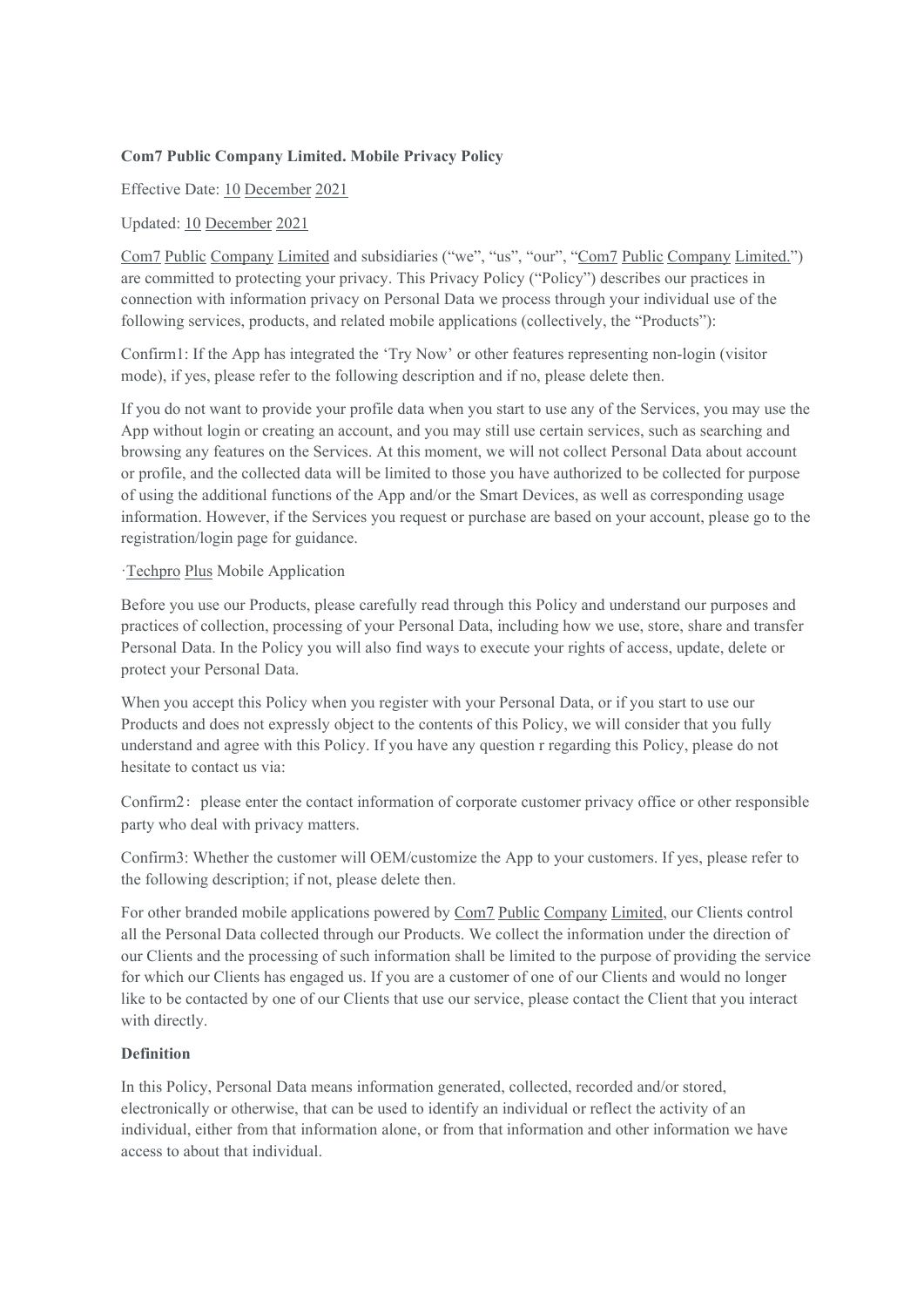**Com7 Public Company Limited. Mobile Privacy Policy**

Effective Date: 10 December 2021

Updated: 10 December 2021

Com7 Public Company Limited and subsidiaries ("we", "us", "our", "Com7 Public Company Limited.") are committed to protecting your privacy. This Privacy Policy ("Policy") describes our practices in connection with information privacy on Personal Data we process through your individual use of the following services, products, and related mobile applications (collectively, the "Products"):

Confirm1: If the App has integrated the 'Try Now' or other features representing non-login (visitor mode), if yes, please refer to the following description and if no, please delete then.

If you do not want to provide your profile data when you start to use any of the Services, you may use the App without login or creating an account, and you may still use certain services, such as searching and browsing any features on the Services. At this moment, we will not collect Personal Data about account or profile, and the collected data will be limited to those you have authorized to be collected for purpose of using the additional functions of the App and/or the Smart Devices, as well as corresponding usage information. However, if the Services you request or purchase are based on your account, please go to the registration/login page for guidance.

·Techpro Plus Mobile Application

Before you use our Products, please carefully read through this Policy and understand our purposes and practices of collection, processing of your Personal Data, including how we use, store, share and transfer Personal Data. In the Policy you will also find ways to execute your rights of access, update, delete or protect your Personal Data.

When you accept this Policy when you register with your Personal Data, or if you start to use our Products and does not expressly object to the contents of this Policy, we will consider that you fully understand and agree with this Policy. If you have any question r regarding this Policy, please do not hesitate to contact us via:

Confirm2： please enter the contact information of corporate customer privacy office or other responsible party who deal with privacy matters.

Confirm3: Whether the customer will OEM/customize the App to your customers. If yes, please refer to the following description; if not, please delete then.

For other branded mobile applications powered by Com7 Public Company Limited, our Clients control all the Personal Data collected through our Products. We collect the information under the direction of our Clients and the processing of such information shall be limited to the purpose of providing the service for which our Clients has engaged us. If you are a customer of one of our Clients and would no longer like to be contacted by one of our Clients that use our service, please contact the Client that you interact with directly.

**Definition**

In this Policy, Personal Data means information generated, collected, recorded and/or stored, electronically or otherwise, that can be used to identify an individual or reflect the activity of an individual, either from that information alone, or from that information and other information we have access to about that individual.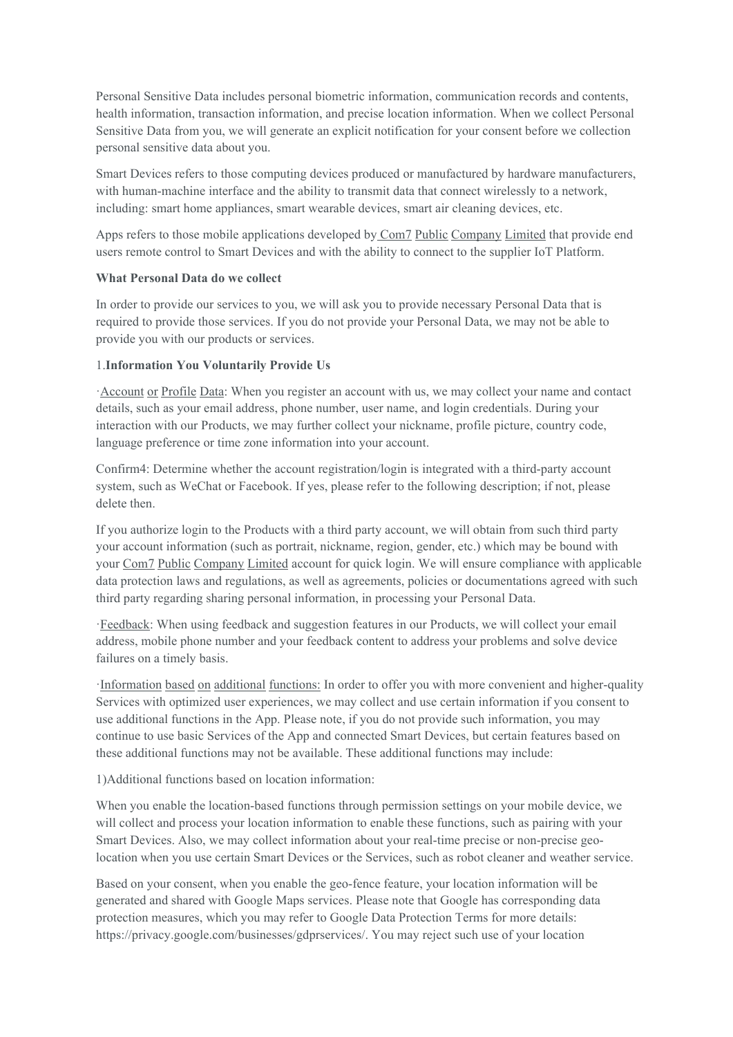Personal Sensitive Data includes personal biometric information, communication records and contents, health information, transaction information, and precise location information. When we collect Personal Sensitive Data from you, we will generate an explicit notification for your consent before we collection personal sensitive data about you.

Smart Devices refers to those computing devices produced or manufactured by hardware manufacturers, with human-machine interface and the ability to transmit data that connect wirelessly to a network, including: smart home appliances, smart wearable devices, smart air cleaning devices, etc.

Apps refers to those mobile applications developed by Com7 Public Company Limited that provide end users remote control to Smart Devices and with the ability to connect to the supplier IoT Platform.

**What Personal Data do we collect**

In order to provide our services to you, we will ask you to provide necessary Personal Data that is required to provide those services. If you do not provide your Personal Data, we may not be able to provide you with our products or services.

1.**Information You Voluntarily Provide Us**

·Account or Profile Data: When you register an account with us, we may collect your name and contact details, such as your email address, phone number, user name, and login credentials. During your interaction with our Products, we may further collect your nickname, profile picture, country code, language preference or time zone information into your account.

Confirm4: Determine whether the account registration/login is integrated with a third-party account system, such as WeChat or Facebook. If yes, please refer to the following description; if not, please delete then.

If you authorize login to the Products with a third party account, we will obtain from such third party your account information (such as portrait, nickname, region, gender, etc.) which may be bound with your Com7 Public Company Limited account for quick login. We will ensure compliance with applicable data protection laws and regulations, as well as agreements, policies or documentations agreed with such third party regarding sharing personal information, in processing your Personal Data.

·Feedback: When using feedback and suggestion features in our Products, we will collect your email address, mobile phone number and your feedback content to address your problems and solve device failures on a timely basis.

·Information based on additional functions: In order to offer you with more convenient and higher-quality Services with optimized user experiences, we may collect and use certain information if you consent to use additional functions in the App. Please note, if you do not provide such information, you may continue to use basic Services of the App and connected Smart Devices, but certain features based on these additional functions may not be available. These additional functions may include:

1)Additional functions based on location information:

When you enable the location-based functions through permission settings on your mobile device, we will collect and process your location information to enable these functions, such as pairing with your Smart Devices. Also, we may collect information about your real-time precise or non-precise geo-location when you use certain Smart Devices or the Services, such as robot cleaner and weather service.

Based on your consent, when you enable the geo-fence feature, your location information will be generated and shared with Google Maps services. Please note that Google has corresponding data protection measures, which you may refer to Google Data Protection Terms for more details: https://privacy.google.com/businesses/gdprservices/. You may reject such use of your location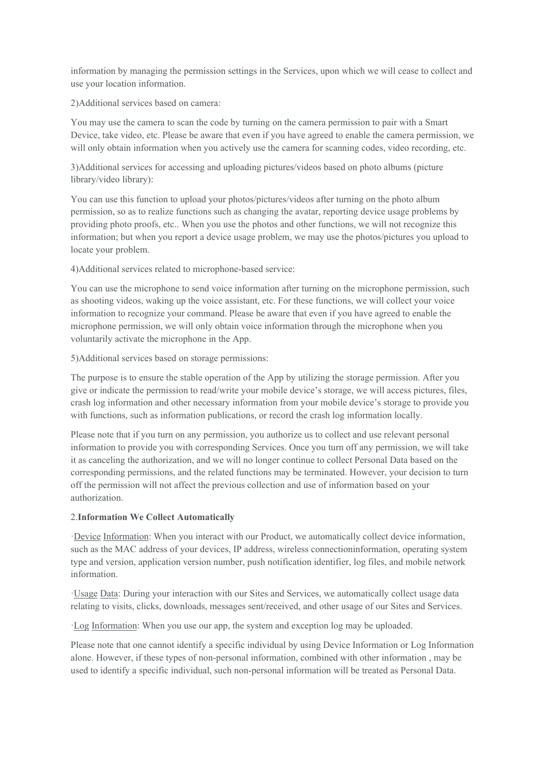information by managing the permission settings in the Services, upon which we will cease to collect and use your location information.

2)Additional services based on camera:

You may use the camera to scan the code by turning on the camera permission to pair with a Smart Device, take video, etc. Please be aware that even if you have agreed to enable the camera permission, we will only obtain information when you actively use the camera for scanning codes, video recording, etc.

3)Additional services for accessing and uploading pictures/videos based on photo albums (picture library/video library):

You can use this function to upload your photos/pictures/videos after turning on the photo album permission, so as to realize functions such as changing the avatar, reporting device usage problems by providing photo proofs, etc.. When you use the photos and other functions, we will not recognize this information; but when you report a device usage problem, we may use the photos/pictures you upload to locate your problem.

4)Additional services related to microphone-based service:

You can use the microphone to send voice information after turning on the microphone permission, such as shooting videos, waking up the voice assistant, etc. For these functions, we will collect your voice information to recognize your command. Please be aware that even if you have agreed to enable the microphone permission, we will only obtain voice information through the microphone when you voluntarily activate the microphone in the App.

5)Additional services based on storage permissions:

The purpose is to ensure the stable operation of the App by utilizing the storage permission. After you give or indicate the permission to read/write your mobile device's storage, we will access pictures, files, crash log information and other necessary information from your mobile device's storage to provide you with functions, such as information publications, or record the crash log information locally.

Please note that if you turn on any permission, you authorize us to collect and use relevant personal information to provide you with corresponding Services. Once you turn off any permission, we will take it as canceling the authorization, and we will no longer continue to collect Personal Data based on the corresponding permissions, and the related functions may be terminated. However, your decision to turn off the permission will not affect the previous collection and use of information based on your authorization.

2.**Information We Collect Automatically**

·Device Information: When you interact with our Product, we automatically collect device information, such as the MAC address of your devices, IP address, wireless connectioninformation, operating system type and version, application version number, push notification identifier, log files, and mobile network information.

·Usage Data: During your interaction with our Sites and Services, we automatically collect usage data relating to visits, clicks, downloads, messages sent/received, and other usage of our Sites and Services.

·Log Information: When you use our app, the system and exception log may be uploaded.

Please note that one cannot identify a specific individual by using Device Information or Log Information alone. However, if these types of non-personal information, combined with other information , may be used to identify a specific individual, such non-personal information will be treated as Personal Data.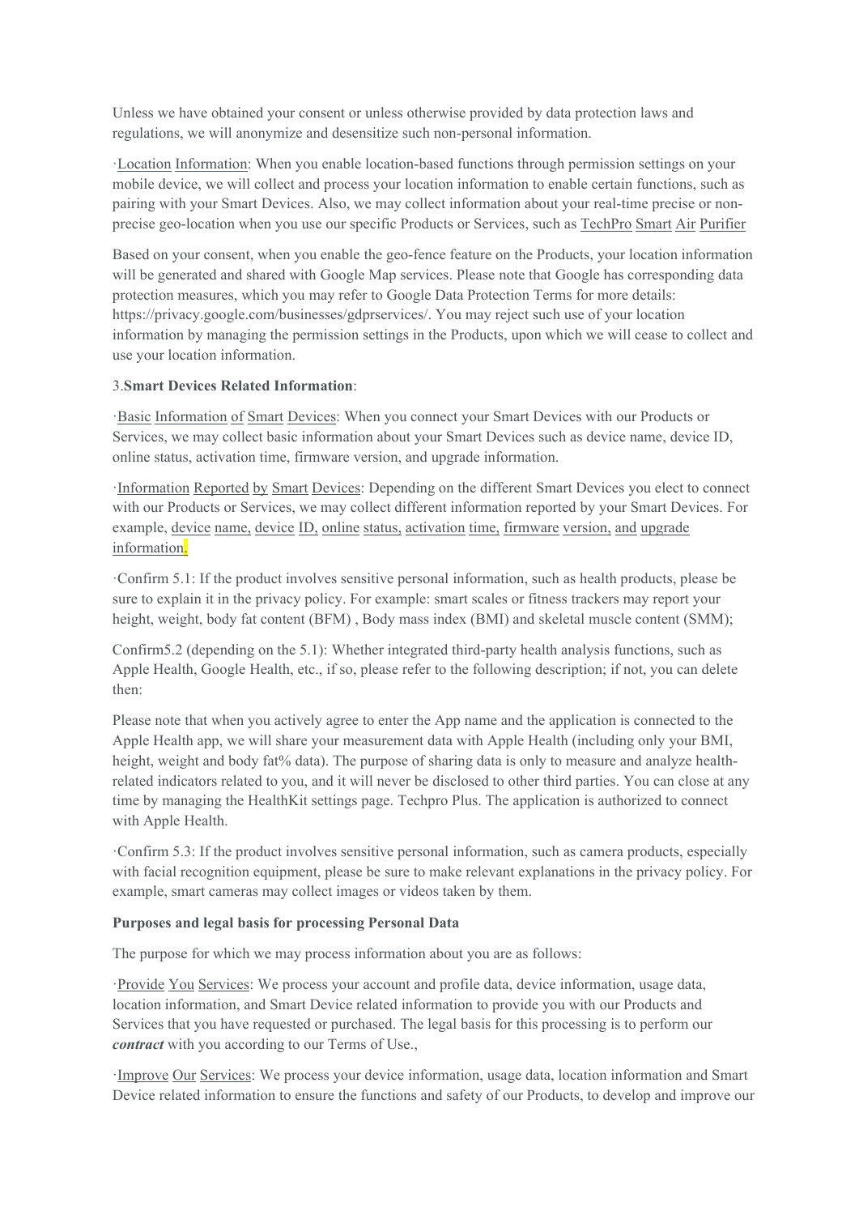Unless we have obtained your consent or unless otherwise provided by data protection laws and regulations, we will anonymize and desensitize such non-personal information.

·Location Information: When you enable location-based functions through permission settings on your mobile device, we will collect and process your location information to enable certain functions, such as pairing with your Smart Devices. Also, we may collect information about your real-time precise or non-precise geo-location when you use our specific Products or Services, such as TechPro Smart Air Purifier

Based on your consent, when you enable the geo-fence feature on the Products, your location information will be generated and shared with Google Map services. Please note that Google has corresponding data protection measures, which you may refer to Google Data Protection Terms for more details: https://privacy.google.com/businesses/gdprservices/. You may reject such use of your location information by managing the permission settings in the Products, upon which we will cease to collect and use your location information.

3.**Smart Devices Related Information**:

·Basic Information of Smart Devices: When you connect your Smart Devices with our Products or Services, we may collect basic information about your Smart Devices such as device name, device ID, online status, activation time, firmware version, and upgrade information.

·Information Reported by Smart Devices: Depending on the different Smart Devices you elect to connect with our Products or Services, we may collect different information reported by your Smart Devices. For example, device name, device ID, online status, activation time, firmware version, and upgrade information.

·Confirm 5.1: If the product involves sensitive personal information, such as health products, please be sure to explain it in the privacy policy. For example: smart scales or fitness trackers may report your height, weight, body fat content (BFM) , Body mass index (BMI) and skeletal muscle content (SMM);

Confirm5.2 (depending on the 5.1): Whether integrated third-party health analysis functions, such as Apple Health, Google Health, etc., if so, please refer to the following description; if not, you can delete then:

Please note that when you actively agree to enter the App name and the application is connected to the Apple Health app, we will share your measurement data with Apple Health (including only your BMI, height, weight and body fat% data). The purpose of sharing data is only to measure and analyze health-related indicators related to you, and it will never be disclosed to other third parties. You can close at any time by managing the HealthKit settings page. Techpro Plus. The application is authorized to connect with Apple Health.

·Confirm 5.3: If the product involves sensitive personal information, such as camera products, especially with facial recognition equipment, please be sure to make relevant explanations in the privacy policy. For example, smart cameras may collect images or videos taken by them.

**Purposes and legal basis for processing Personal Data**

The purpose for which we may process information about you are as follows:

·Provide You Services: We process your account and profile data, device information, usage data, location information, and Smart Device related information to provide you with our Products and Services that you have requested or purchased. The legal basis for this processing is to perform our ***contract*** with you according to our Terms of Use.,

·Improve Our Services: We process your device information, usage data, location information and Smart Device related information to ensure the functions and safety of our Products, to develop and improve our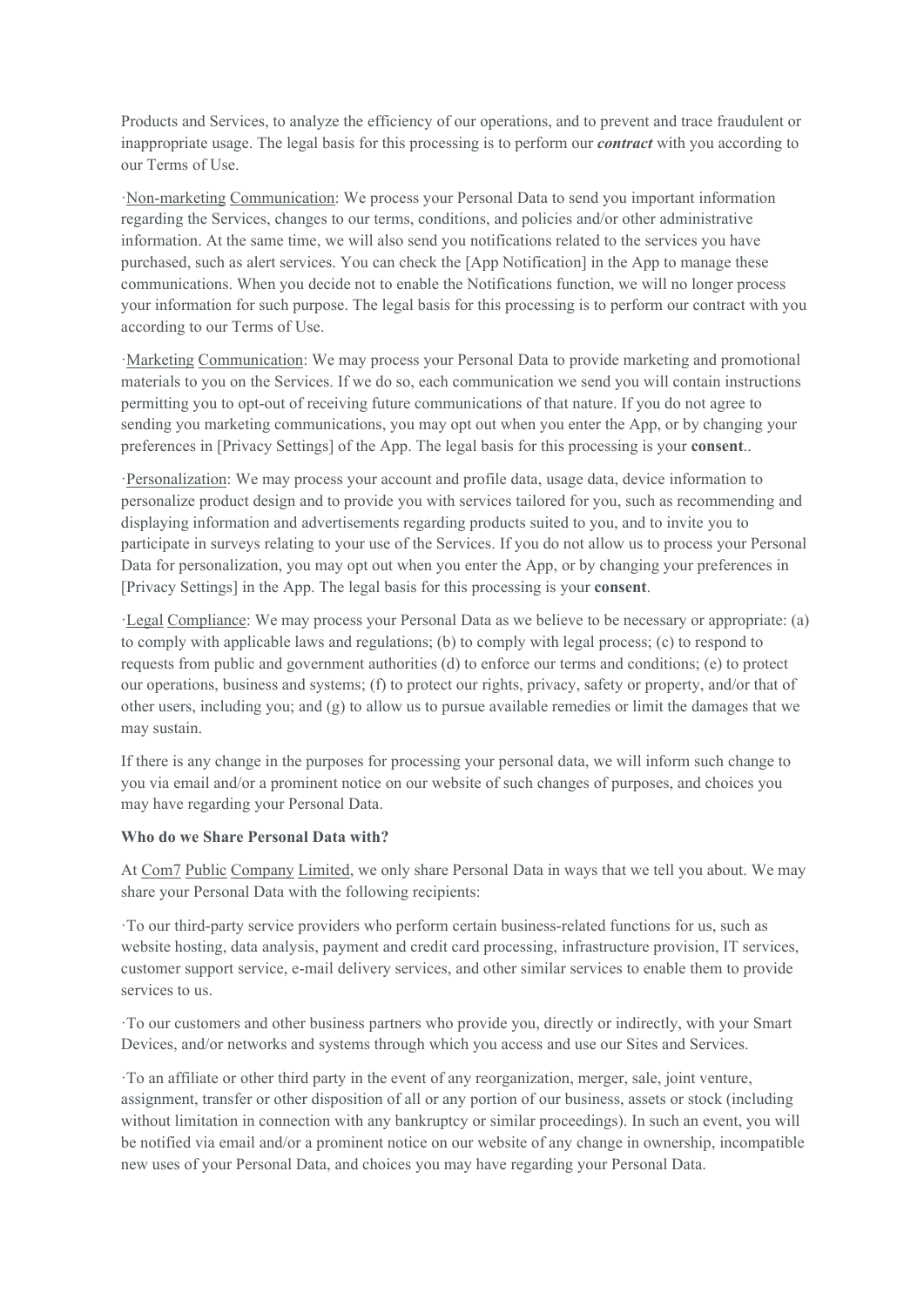Products and Services, to analyze the efficiency of our operations, and to prevent and trace fraudulent or inappropriate usage. The legal basis for this processing is to perform our ***contract*** with you according to our Terms of Use.

·Non-marketing Communication: We process your Personal Data to send you important information regarding the Services, changes to our terms, conditions, and policies and/or other administrative information. At the same time, we will also send you notifications related to the services you have purchased, such as alert services. You can check the [App Notification] in the App to manage these communications. When you decide not to enable the Notifications function, we will no longer process your information for such purpose. The legal basis for this processing is to perform our contract with you according to our Terms of Use.

·Marketing Communication: We may process your Personal Data to provide marketing and promotional materials to you on the Services. If we do so, each communication we send you will contain instructions permitting you to opt-out of receiving future communications of that nature. If you do not agree to sending you marketing communications, you may opt out when you enter the App, or by changing your preferences in [Privacy Settings] of the App. The legal basis for this processing is your **consent**..

·Personalization: We may process your account and profile data, usage data, device information to personalize product design and to provide you with services tailored for you, such as recommending and displaying information and advertisements regarding products suited to you, and to invite you to participate in surveys relating to your use of the Services. If you do not allow us to process your Personal Data for personalization, you may opt out when you enter the App, or by changing your preferences in [Privacy Settings] in the App. The legal basis for this processing is your **consent**.

·Legal Compliance: We may process your Personal Data as we believe to be necessary or appropriate: (a) to comply with applicable laws and regulations; (b) to comply with legal process; (c) to respond to requests from public and government authorities (d) to enforce our terms and conditions; (e) to protect our operations, business and systems; (f) to protect our rights, privacy, safety or property, and/or that of other users, including you; and (g) to allow us to pursue available remedies or limit the damages that we may sustain.

If there is any change in the purposes for processing your personal data, we will inform such change to you via email and/or a prominent notice on our website of such changes of purposes, and choices you may have regarding your Personal Data.

**Who do we Share Personal Data with?**

At Com7 Public Company Limited, we only share Personal Data in ways that we tell you about. We may share your Personal Data with the following recipients:

·To our third-party service providers who perform certain business-related functions for us, such as website hosting, data analysis, payment and credit card processing, infrastructure provision, IT services, customer support service, e-mail delivery services, and other similar services to enable them to provide services to us.

·To our customers and other business partners who provide you, directly or indirectly, with your Smart Devices, and/or networks and systems through which you access and use our Sites and Services.

·To an affiliate or other third party in the event of any reorganization, merger, sale, joint venture, assignment, transfer or other disposition of all or any portion of our business, assets or stock (including without limitation in connection with any bankruptcy or similar proceedings). In such an event, you will be notified via email and/or a prominent notice on our website of any change in ownership, incompatible new uses of your Personal Data, and choices you may have regarding your Personal Data.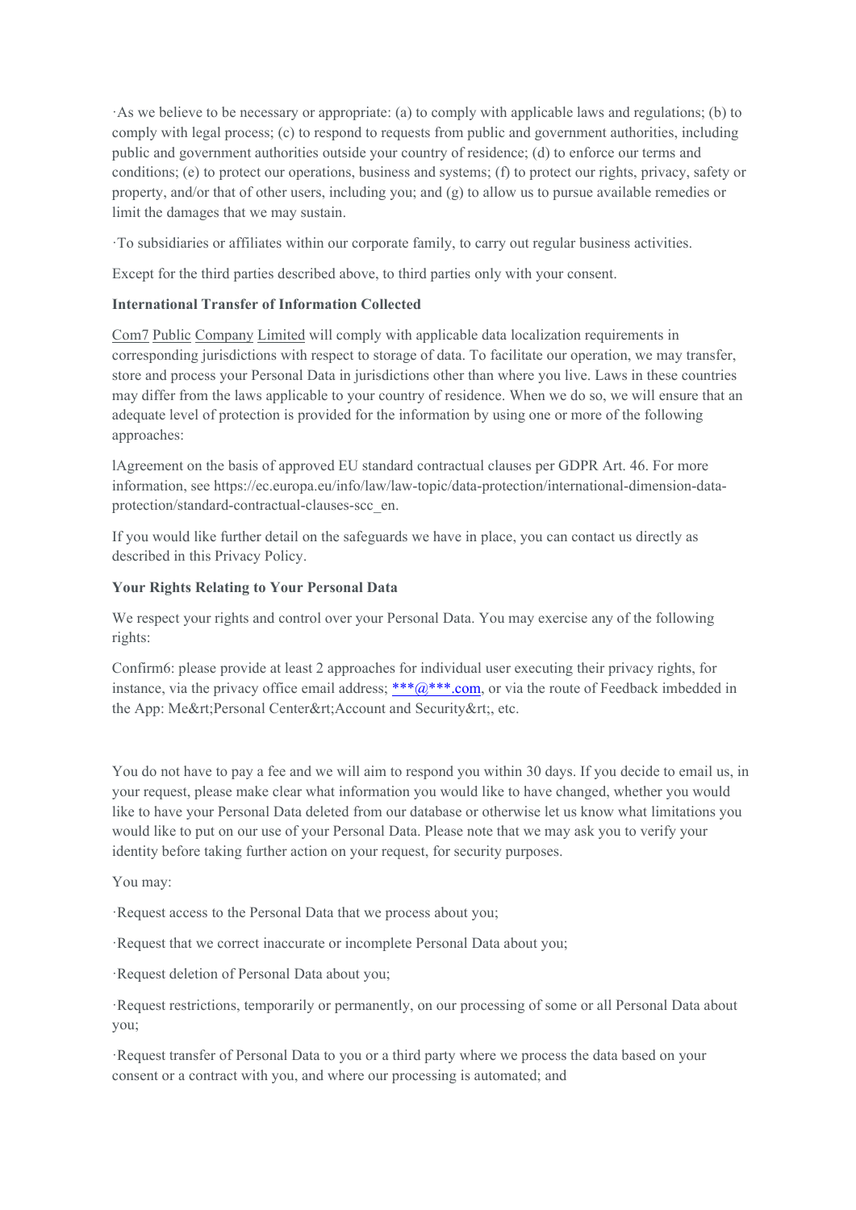·As we believe to be necessary or appropriate: (a) to comply with applicable laws and regulations; (b) to comply with legal process; (c) to respond to requests from public and government authorities, including public and government authorities outside your country of residence; (d) to enforce our terms and conditions; (e) to protect our operations, business and systems; (f) to protect our rights, privacy, safety or property, and/or that of other users, including you; and (g) to allow us to pursue available remedies or limit the damages that we may sustain.

·To subsidiaries or affiliates within our corporate family, to carry out regular business activities.

Except for the third parties described above, to third parties only with your consent.

**International Transfer of Information Collected**

Com7 Public Company Limited will comply with applicable data localization requirements in corresponding jurisdictions with respect to storage of data. To facilitate our operation, we may transfer, store and process your Personal Data in jurisdictions other than where you live. Laws in these countries may differ from the laws applicable to your country of residence. When we do so, we will ensure that an adequate level of protection is provided for the information by using one or more of the following approaches:

lAgreement on the basis of approved EU standard contractual clauses per GDPR Art. 46. For more information, see https://ec.europa.eu/info/law/law-topic/data-protection/international-dimension-data-protection/standard-contractual-clauses-scc_en.

If you would like further detail on the safeguards we have in place, you can contact us directly as described in this Privacy Policy.

**Your Rights Relating to Your Personal Data**

We respect your rights and control over your Personal Data. You may exercise any of the following rights:

Confirm6: please provide at least 2 approaches for individual user executing their privacy rights, for instance, via the privacy office email address; ***@***.com, or via the route of Feedback imbedded in the App: Me&rt;Personal Center&rt;Account and Security&rt;, etc.

You do not have to pay a fee and we will aim to respond you within 30 days. If you decide to email us, in your request, please make clear what information you would like to have changed, whether you would like to have your Personal Data deleted from our database or otherwise let us know what limitations you would like to put on our use of your Personal Data. Please note that we may ask you to verify your identity before taking further action on your request, for security purposes.

You may:

·Request access to the Personal Data that we process about you;

·Request that we correct inaccurate or incomplete Personal Data about you;

·Request deletion of Personal Data about you;

·Request restrictions, temporarily or permanently, on our processing of some or all Personal Data about you;

·Request transfer of Personal Data to you or a third party where we process the data based on your consent or a contract with you, and where our processing is automated; and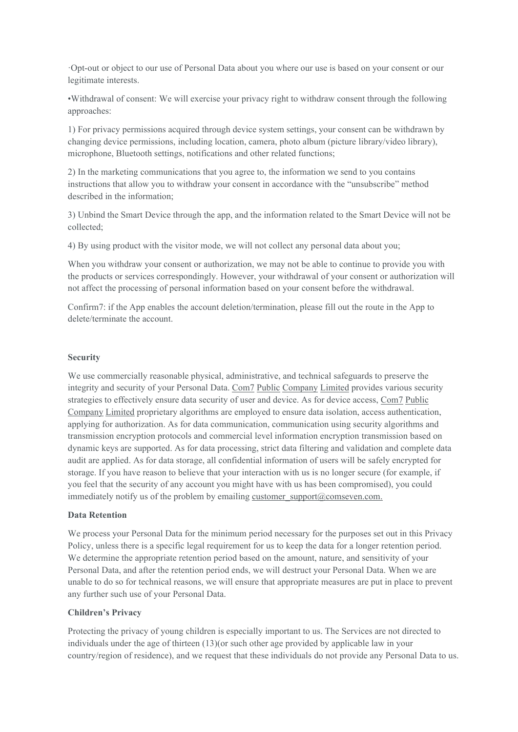·Opt-out or object to our use of Personal Data about you where our use is based on your consent or our legitimate interests.

•Withdrawal of consent: We will exercise your privacy right to withdraw consent through the following approaches:

1) For privacy permissions acquired through device system settings, your consent can be withdrawn by changing device permissions, including location, camera, photo album (picture library/video library), microphone, Bluetooth settings, notifications and other related functions;

2) In the marketing communications that you agree to, the information we send to you contains instructions that allow you to withdraw your consent in accordance with the "unsubscribe" method described in the information;

3) Unbind the Smart Device through the app, and the information related to the Smart Device will not be collected;

4) By using product with the visitor mode, we will not collect any personal data about you;

When you withdraw your consent or authorization, we may not be able to continue to provide you with the products or services correspondingly. However, your withdrawal of your consent or authorization will not affect the processing of personal information based on your consent before the withdrawal.

Confirm7: if the App enables the account deletion/termination, please fill out the route in the App to delete/terminate the account.

**Security**

We use commercially reasonable physical, administrative, and technical safeguards to preserve the integrity and security of your Personal Data. Com7 Public Company Limited provides various security strategies to effectively ensure data security of user and device. As for device access, Com7 Public Company Limited proprietary algorithms are employed to ensure data isolation, access authentication, applying for authorization. As for data communication, communication using security algorithms and transmission encryption protocols and commercial level information encryption transmission based on dynamic keys are supported. As for data processing, strict data filtering and validation and complete data audit are applied. As for data storage, all confidential information of users will be safely encrypted for storage. If you have reason to believe that your interaction with us is no longer secure (for example, if you feel that the security of any account you might have with us has been compromised), you could immediately notify us of the problem by emailing customer_support@comseven.com.

**Data Retention**

We process your Personal Data for the minimum period necessary for the purposes set out in this Privacy Policy, unless there is a specific legal requirement for us to keep the data for a longer retention period. We determine the appropriate retention period based on the amount, nature, and sensitivity of your Personal Data, and after the retention period ends, we will destruct your Personal Data. When we are unable to do so for technical reasons, we will ensure that appropriate measures are put in place to prevent any further such use of your Personal Data.

**Children's Privacy**

Protecting the privacy of young children is especially important to us. The Services are not directed to individuals under the age of thirteen (13)(or such other age provided by applicable law in your country/region of residence), and we request that these individuals do not provide any Personal Data to us.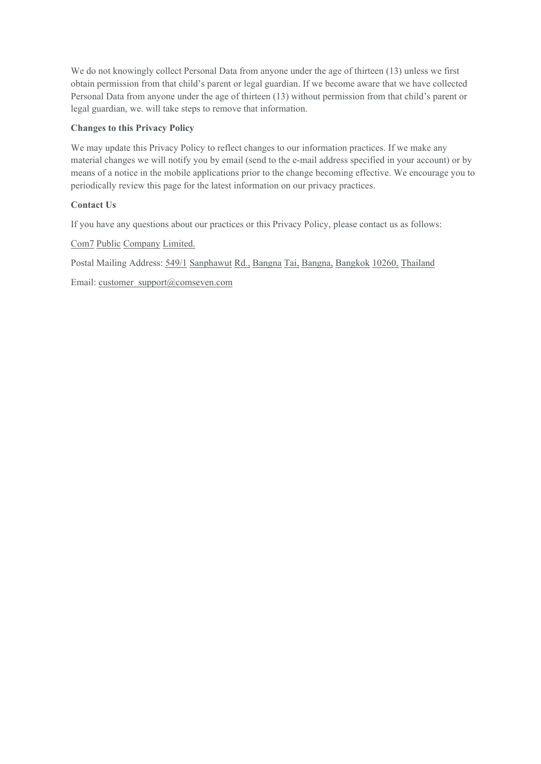We do not knowingly collect Personal Data from anyone under the age of thirteen (13) unless we first obtain permission from that child's parent or legal guardian. If we become aware that we have collected Personal Data from anyone under the age of thirteen (13) without permission from that child's parent or legal guardian, we. will take steps to remove that information.

**Changes to this Privacy Policy**

We may update this Privacy Policy to reflect changes to our information practices. If we make any material changes we will notify you by email (send to the e-mail address specified in your account) or by means of a notice in the mobile applications prior to the change becoming effective. We encourage you to periodically review this page for the latest information on our privacy practices.

**Contact Us**

If you have any questions about our practices or this Privacy Policy, please contact us as follows:

Com7 Public Company Limited.

Postal Mailing Address: 549/1 Sanphawut Rd., Bangna Tai, Bangna, Bangkok 10260, Thailand

Email: customer_support@comseven.com